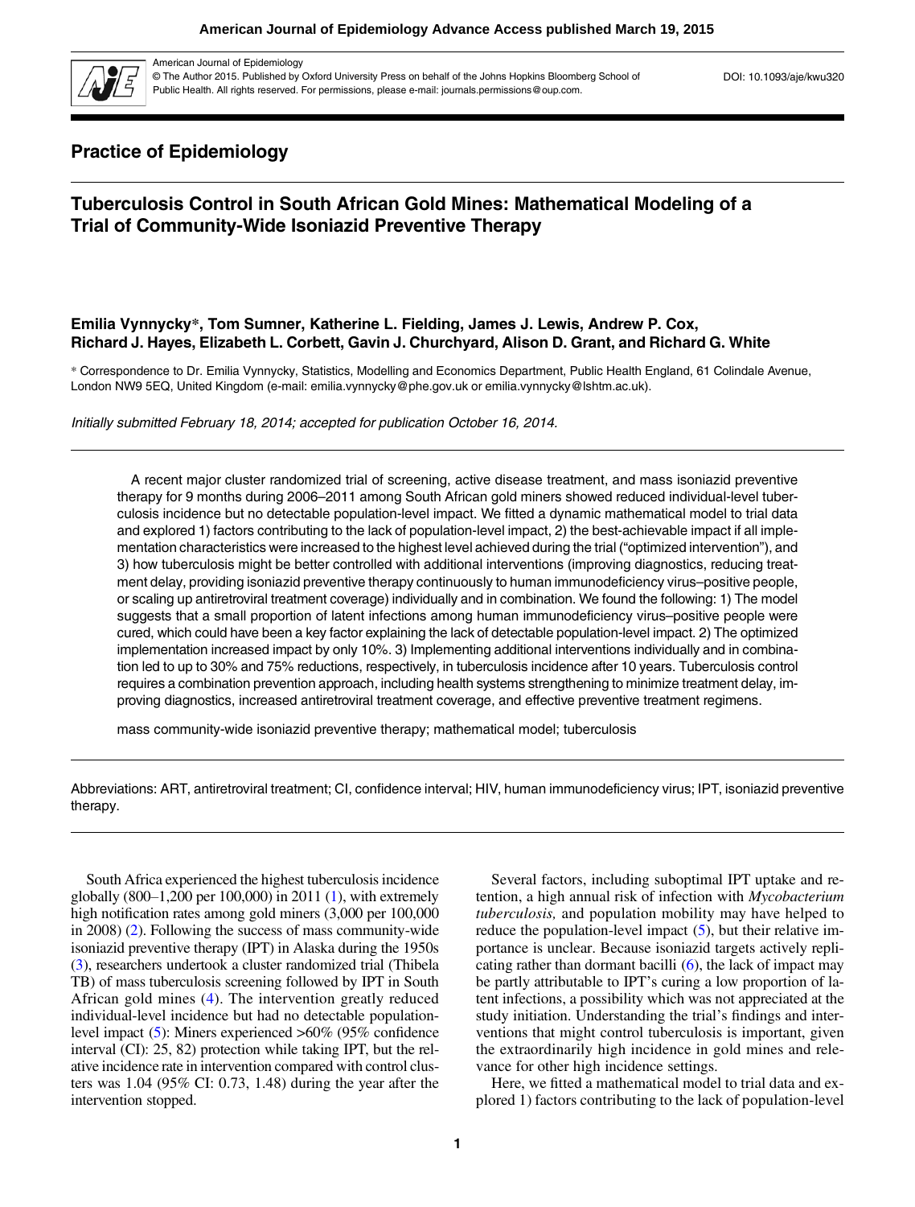American Journal of Epidemiology Advance Access published March 19, 2015

American Journal of Epidemiology
© The Author 2015. Published by Oxford University Press on behalf of the Johns Hopkins Bloomberg School of Public Health. All rights reserved. For permissions, please e-mail: journals.permissions@oup.com.

DOI: 10.1093/aje/kwu320

## Practice of Epidemiology

# Tuberculosis Control in South African Gold Mines: Mathematical Modeling of a Trial of Community-Wide Isoniazid Preventive Therapy

**Emilia Vynnycky*, Tom Sumner, Katherine L. Fielding, James J. Lewis, Andrew P. Cox, Richard J. Hayes, Elizabeth L. Corbett, Gavin J. Churchyard, Alison D. Grant, and Richard G. White**

* Correspondence to Dr. Emilia Vynnycky, Statistics, Modelling and Economics Department, Public Health England, 61 Colindale Avenue, London NW9 5EQ, United Kingdom (e-mail: emilia.vynnycky@phe.gov.uk or emilia.vynnycky@lshtm.ac.uk).

*Initially submitted February 18, 2014; accepted for publication October 16, 2014.*

A recent major cluster randomized trial of screening, active disease treatment, and mass isoniazid preventive therapy for 9 months during 2006–2011 among South African gold miners showed reduced individual-level tuberculosis incidence but no detectable population-level impact. We fitted a dynamic mathematical model to trial data and explored 1) factors contributing to the lack of population-level impact, 2) the best-achievable impact if all implementation characteristics were increased to the highest level achieved during the trial ("optimized intervention"), and 3) how tuberculosis might be better controlled with additional interventions (improving diagnostics, reducing treatment delay, providing isoniazid preventive therapy continuously to human immunodeficiency virus–positive people, or scaling up antiretroviral treatment coverage) individually and in combination. We found the following: 1) The model suggests that a small proportion of latent infections among human immunodeficiency virus–positive people were cured, which could have been a key factor explaining the lack of detectable population-level impact. 2) The optimized implementation increased impact by only 10%. 3) Implementing additional interventions individually and in combination led to up to 30% and 75% reductions, respectively, in tuberculosis incidence after 10 years. Tuberculosis control requires a combination prevention approach, including health systems strengthening to minimize treatment delay, improving diagnostics, increased antiretroviral treatment coverage, and effective preventive treatment regimens.

mass community-wide isoniazid preventive therapy; mathematical model; tuberculosis

Abbreviations: ART, antiretroviral treatment; CI, confidence interval; HIV, human immunodeficiency virus; IPT, isoniazid preventive therapy.

South Africa experienced the highest tuberculosis incidence globally (800–1,200 per 100,000) in 2011 (1), with extremely high notification rates among gold miners (3,000 per 100,000 in 2008) (2). Following the success of mass community-wide isoniazid preventive therapy (IPT) in Alaska during the 1950s (3), researchers undertook a cluster randomized trial (Thibela TB) of mass tuberculosis screening followed by IPT in South African gold mines (4). The intervention greatly reduced individual-level incidence but had no detectable population-level impact (5): Miners experienced >60% (95% confidence interval (CI): 25, 82) protection while taking IPT, but the relative incidence rate in intervention compared with control clusters was 1.04 (95% CI: 0.73, 1.48) during the year after the intervention stopped.

Several factors, including suboptimal IPT uptake and retention, a high annual risk of infection with *Mycobacterium tuberculosis,* and population mobility may have helped to reduce the population-level impact (5), but their relative importance is unclear. Because isoniazid targets actively replicating rather than dormant bacilli (6), the lack of impact may be partly attributable to IPT's curing a low proportion of latent infections, a possibility which was not appreciated at the study initiation. Understanding the trial's findings and interventions that might control tuberculosis is important, given the extraordinarily high incidence in gold mines and relevance for other high incidence settings.

Here, we fitted a mathematical model to trial data and explored 1) factors contributing to the lack of population-level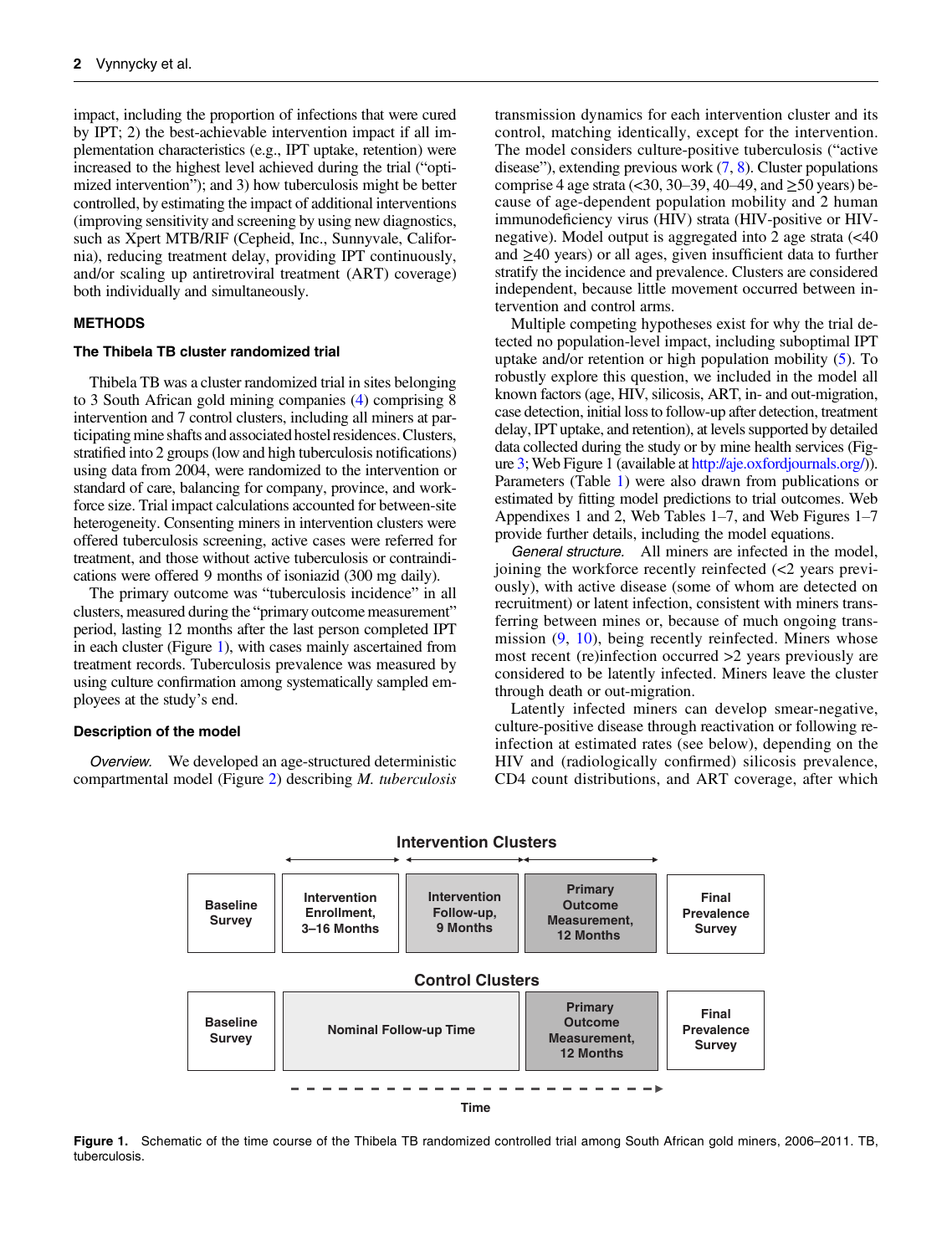impact, including the proportion of infections that were cured by IPT; 2) the best-achievable intervention impact if all implementation characteristics (e.g., IPT uptake, retention) were increased to the highest level achieved during the trial ("optimized intervention"); and 3) how tuberculosis might be better controlled, by estimating the impact of additional interventions (improving sensitivity and screening by using new diagnostics, such as Xpert MTB/RIF (Cepheid, Inc., Sunnyvale, California), reducing treatment delay, providing IPT continuously, and/or scaling up antiretroviral treatment (ART) coverage) both individually and simultaneously.

## METHODS

### The Thibela TB cluster randomized trial

Thibela TB was a cluster randomized trial in sites belonging to 3 South African gold mining companies (4) comprising 8 intervention and 7 control clusters, including all miners at participating mine shafts and associated hostel residences. Clusters, stratified into 2 groups (low and high tuberculosis notifications) using data from 2004, were randomized to the intervention or standard of care, balancing for company, province, and workforce size. Trial impact calculations accounted for between-site heterogeneity. Consenting miners in intervention clusters were offered tuberculosis screening, active cases were referred for treatment, and those without active tuberculosis or contraindications were offered 9 months of isoniazid (300 mg daily).

The primary outcome was "tuberculosis incidence" in all clusters, measured during the "primary outcome measurement" period, lasting 12 months after the last person completed IPT in each cluster (Figure 1), with cases mainly ascertained from treatment records. Tuberculosis prevalence was measured by using culture confirmation among systematically sampled employees at the study's end.

### Description of the model

*Overview.* We developed an age-structured deterministic compartmental model (Figure 2) describing *M. tuberculosis* transmission dynamics for each intervention cluster and its control, matching identically, except for the intervention. The model considers culture-positive tuberculosis ("active disease"), extending previous work (7, 8). Cluster populations comprise 4 age strata (<30, 30–39, 40–49, and ≥50 years) because of age-dependent population mobility and 2 human immunodeficiency virus (HIV) strata (HIV-positive or HIV-negative). Model output is aggregated into 2 age strata (<40 and ≥40 years) or all ages, given insufficient data to further stratify the incidence and prevalence. Clusters are considered independent, because little movement occurred between intervention and control arms.

Multiple competing hypotheses exist for why the trial detected no population-level impact, including suboptimal IPT uptake and/or retention or high population mobility (5). To robustly explore this question, we included in the model all known factors (age, HIV, silicosis, ART, in- and out-migration, case detection, initial loss to follow-up after detection, treatment delay, IPT uptake, and retention), at levels supported by detailed data collected during the study or by mine health services (Figure 3; Web Figure 1 (available at http://aje.oxfordjournals.org/)). Parameters (Table 1) were also drawn from publications or estimated by fitting model predictions to trial outcomes. Web Appendixes 1 and 2, Web Tables 1–7, and Web Figures 1–7 provide further details, including the model equations.

*General structure.* All miners are infected in the model, joining the workforce recently reinfected (<2 years previously), with active disease (some of whom are detected on recruitment) or latent infection, consistent with miners transferring between mines or, because of much ongoing transmission (9, 10), being recently reinfected. Miners whose most recent (re)infection occurred >2 years previously are considered to be latently infected. Miners leave the cluster through death or out-migration.

Latently infected miners can develop smear-negative, culture-positive disease through reactivation or following reinfection at estimated rates (see below), depending on the HIV and (radiologically confirmed) silicosis prevalence, CD4 count distributions, and ART coverage, after which

Intervention Clusters

Baseline Survey

Intervention Enrollment, 3–16 Months

Intervention Follow-up, 9 Months

Primary Outcome Measurement, 12 Months

Final Prevalence Survey

Control Clusters

Baseline Survey

Nominal Follow-up Time

Primary Outcome Measurement, 12 Months

Final Prevalence Survey

Time

**Figure 1.** Schematic of the time course of the Thibela TB randomized controlled trial among South African gold miners, 2006–2011. TB, tuberculosis.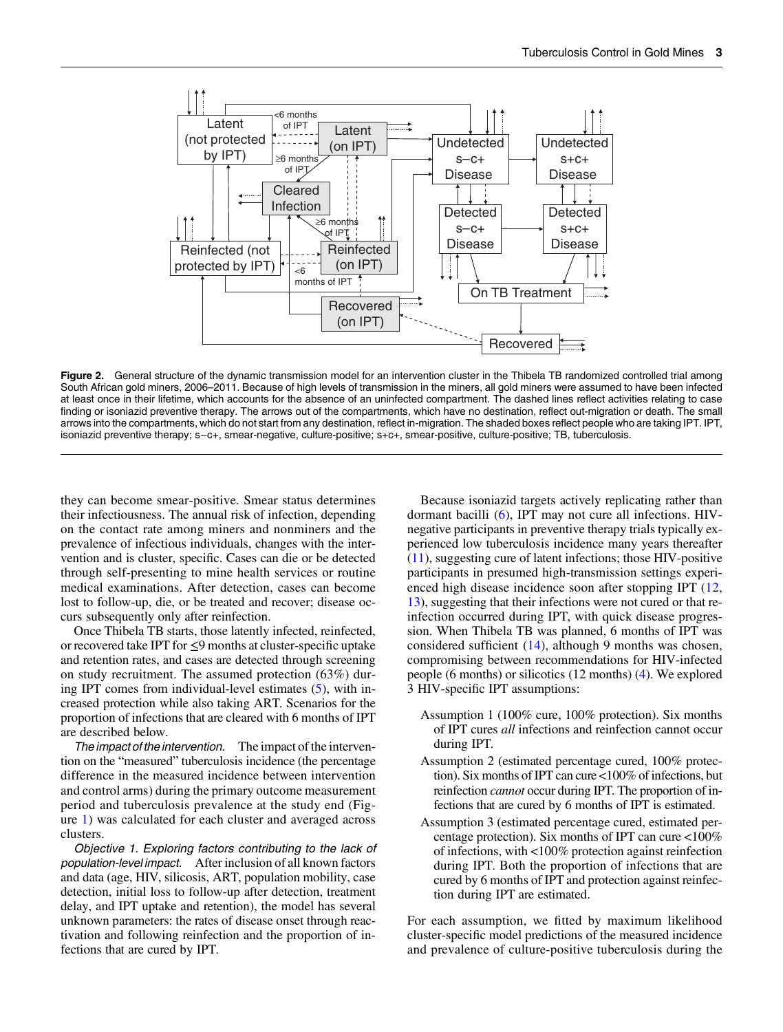Latent (not protected by IPT)

<6 months of IPT

Latent (on IPT)

≥6 months of IPT

Undetected s−c+ Disease

Undetected s+c+ Disease

Cleared Infection

≥6 months of IPT

Detected s−c+ Disease

Detected s+c+ Disease

Reinfected (not protected by IPT)

Reinfected (on IPT)

<6 months of IPT

On TB Treatment

Recovered (on IPT)

Recovered

**Figure 2.** General structure of the dynamic transmission model for an intervention cluster in the Thibela TB randomized controlled trial among South African gold miners, 2006–2011. Because of high levels of transmission in the miners, all gold miners were assumed to have been infected at least once in their lifetime, which accounts for the absence of an uninfected compartment. The dashed lines reflect activities relating to case finding or isoniazid preventive therapy. The arrows out of the compartments, which have no destination, reflect out-migration or death. The small arrows into the compartments, which do not start from any destination, reflect in-migration. The shaded boxes reflect people who are taking IPT. IPT, isoniazid preventive therapy; s−c+, smear-negative, culture-positive; s+c+, smear-positive, culture-positive; TB, tuberculosis.

they can become smear-positive. Smear status determines their infectiousness. The annual risk of infection, depending on the contact rate among miners and nonminers and the prevalence of infectious individuals, changes with the intervention and is cluster, specific. Cases can die or be detected through self-presenting to mine health services or routine medical examinations. After detection, cases can become lost to follow-up, die, or be treated and recover; disease occurs subsequently only after reinfection.

Once Thibela TB starts, those latently infected, reinfected, or recovered take IPT for ≤9 months at cluster-specific uptake and retention rates, and cases are detected through screening on study recruitment. The assumed protection (63%) during IPT comes from individual-level estimates (5), with increased protection while also taking ART. Scenarios for the proportion of infections that are cleared with 6 months of IPT are described below.

*The impact of the intervention.* The impact of the intervention on the "measured" tuberculosis incidence (the percentage difference in the measured incidence between intervention and control arms) during the primary outcome measurement period and tuberculosis prevalence at the study end (Figure 1) was calculated for each cluster and averaged across clusters.

*Objective 1. Exploring factors contributing to the lack of population-level impact.* After inclusion of all known factors and data (age, HIV, silicosis, ART, population mobility, case detection, initial loss to follow-up after detection, treatment delay, and IPT uptake and retention), the model has several unknown parameters: the rates of disease onset through reactivation and following reinfection and the proportion of infections that are cured by IPT.

Because isoniazid targets actively replicating rather than dormant bacilli (6), IPT may not cure all infections. HIV-negative participants in preventive therapy trials typically experienced low tuberculosis incidence many years thereafter (11), suggesting cure of latent infections; those HIV-positive participants in presumed high-transmission settings experienced high disease incidence soon after stopping IPT (12, 13), suggesting that their infections were not cured or that reinfection occurred during IPT, with quick disease progression. When Thibela TB was planned, 6 months of IPT was considered sufficient (14), although 9 months was chosen, compromising between recommendations for HIV-infected people (6 months) or silicotics (12 months) (4). We explored 3 HIV-specific IPT assumptions:

Assumption 1 (100% cure, 100% protection). Six months of IPT cures *all* infections and reinfection cannot occur during IPT.

Assumption 2 (estimated percentage cured, 100% protection). Six months of IPT can cure <100% of infections, but reinfection *cannot* occur during IPT. The proportion of infections that are cured by 6 months of IPT is estimated.

Assumption 3 (estimated percentage cured, estimated percentage protection). Six months of IPT can cure <100% of infections, with <100% protection against reinfection during IPT. Both the proportion of infections that are cured by 6 months of IPT and protection against reinfection during IPT are estimated.

For each assumption, we fitted by maximum likelihood cluster-specific model predictions of the measured incidence and prevalence of culture-positive tuberculosis during the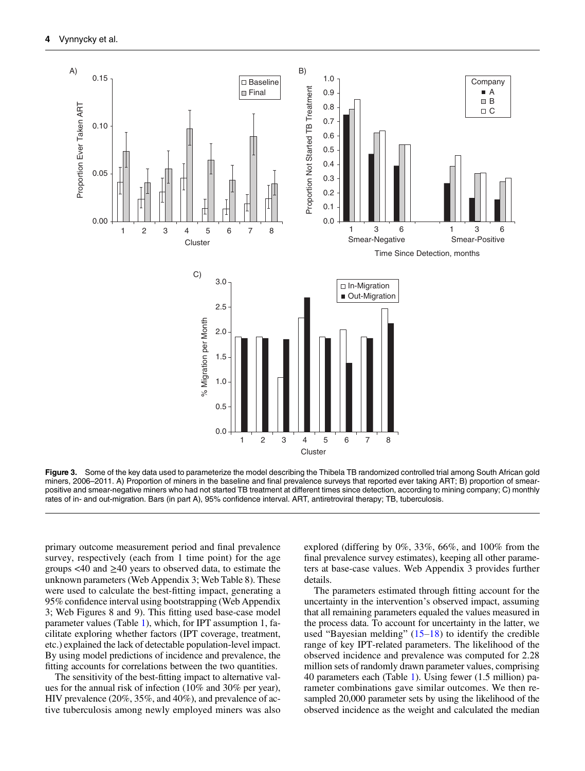A)

0.15
0.10
0.05
0.00

Proportion Ever Taken ART

□ Baseline
▨ Final

1 2 3 4 5 6 7 8

Cluster

B)

1.0
0.9
0.8
0.7
0.6
0.5
0.4
0.3
0.2
0.1
0.0

Proportion Not Started TB Treatment

Company
■ A
▨ B
□ C

1 3 6
Smear-Negative

1 3 6
Smear-Positive

Time Since Detection, months

C)

3.0
2.5
2.0
1.5
1.0
0.5
0.0

% Migration per Month

□ In-Migration
■ Out-Migration

1 2 3 4 5 6 7 8

Cluster

**Figure 3.** Some of the key data used to parameterize the model describing the Thibela TB randomized controlled trial among South African gold miners, 2006–2011. A) Proportion of miners in the baseline and final prevalence surveys that reported ever taking ART; B) proportion of smear-positive and smear-negative miners who had not started TB treatment at different times since detection, according to mining company; C) monthly rates of in- and out-migration. Bars (in part A), 95% confidence interval. ART, antiretroviral therapy; TB, tuberculosis.

primary outcome measurement period and final prevalence survey, respectively (each from 1 time point) for the age groups <40 and ≥40 years to observed data, to estimate the unknown parameters (Web Appendix 3; Web Table 8). These were used to calculate the best-fitting impact, generating a 95% confidence interval using bootstrapping (Web Appendix 3; Web Figures 8 and 9). This fitting used base-case model parameter values (Table 1), which, for IPT assumption 1, facilitate exploring whether factors (IPT coverage, treatment, etc.) explained the lack of detectable population-level impact. By using model predictions of incidence and prevalence, the fitting accounts for correlations between the two quantities.

The sensitivity of the best-fitting impact to alternative values for the annual risk of infection (10% and 30% per year), HIV prevalence (20%, 35%, and 40%), and prevalence of active tuberculosis among newly employed miners was also explored (differing by 0%, 33%, 66%, and 100% from the final prevalence survey estimates), keeping all other parameters at base-case values. Web Appendix 3 provides further details.

The parameters estimated through fitting account for the uncertainty in the intervention's observed impact, assuming that all remaining parameters equaled the values measured in the process data. To account for uncertainty in the latter, we used "Bayesian melding" (15–18) to identify the credible range of key IPT-related parameters. The likelihood of the observed incidence and prevalence was computed for 2.28 million sets of randomly drawn parameter values, comprising 40 parameters each (Table 1). Using fewer (1.5 million) parameter combinations gave similar outcomes. We then resampled 20,000 parameter sets by using the likelihood of the observed incidence as the weight and calculated the median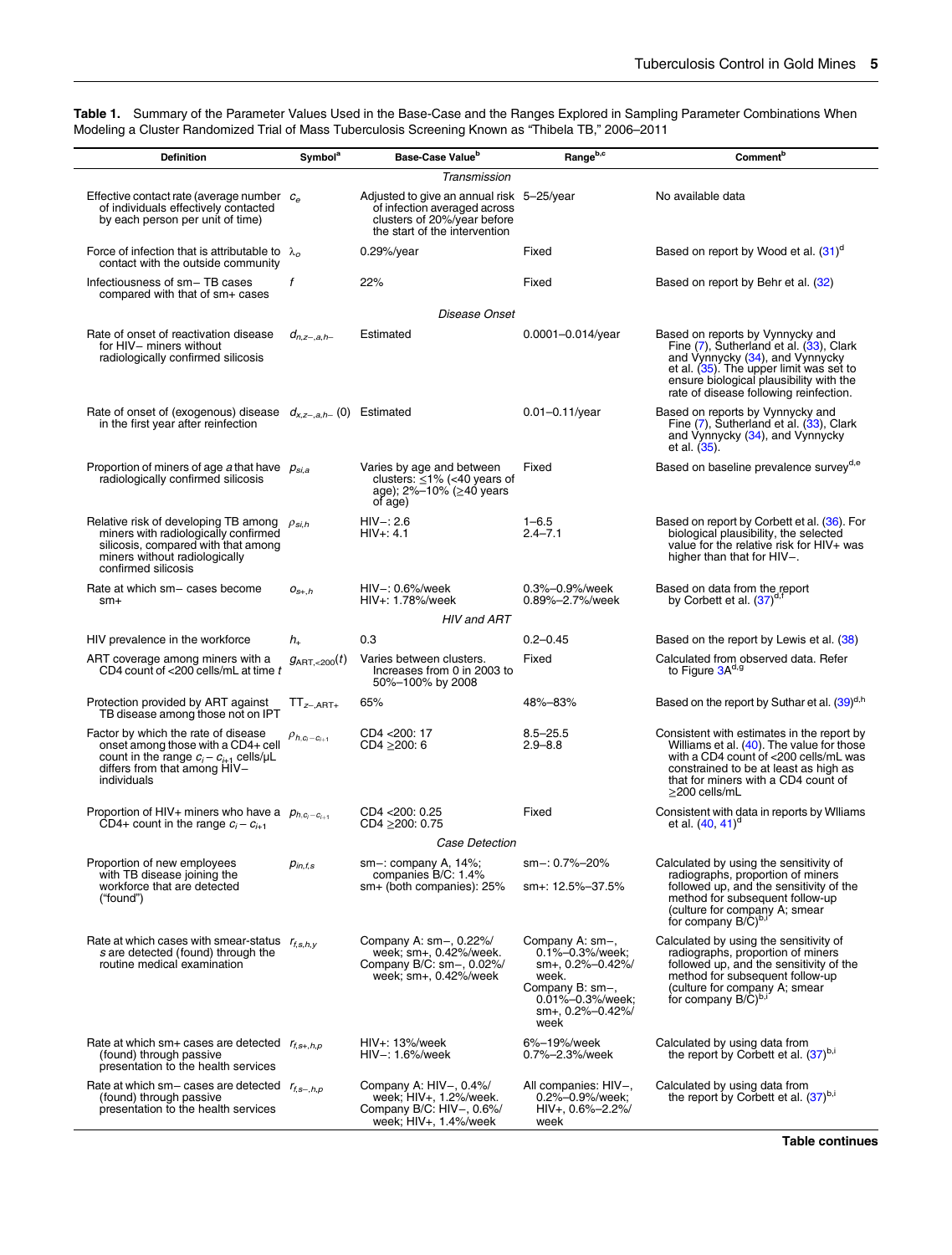**Table 1.** Summary of the Parameter Values Used in the Base-Case and the Ranges Explored in Sampling Parameter Combinations When Modeling a Cluster Randomized Trial of Mass Tuberculosis Screening Known as "Thibela TB," 2006–2011

| Definition | Symbol[a] | Base-Case Value[b] | Range[b,c] | Comment[b] |
|---|---|---|---|---|
| | | *Transmission* | | |
| Effective contact rate (average number of individuals effectively contacted by each person per unit of time) | $c_e$ | Adjusted to give an annual risk of infection averaged across clusters of 20%/year before the start of the intervention | 5–25/year | No available data |
| Force of infection that is attributable to contact with the outside community | $\lambda_o$ | 0.29%/year | Fixed | Based on report by Wood et al. (31)[d] |
| Infectiousness of sm− TB cases compared with that of sm+ cases | $f$ | 22% | Fixed | Based on report by Behr et al. (32) |
| | | *Disease Onset* | | |
| Rate of onset of reactivation disease for HIV− miners without radiologically confirmed silicosis | $d_{n,z-,a,h-}$ | Estimated | 0.0001–0.014/year | Based on reports by Vynnycky and Fine (7), Sutherland et al. (33), Clark and Vynnycky (34), and Vynnycky et al. (35). The upper limit was set to ensure biological plausibility with the rate of disease following reinfection. |
| Rate of onset of (exogenous) disease in the first year after reinfection | $d_{x,z-,a,h-}(0)$ | Estimated | 0.01–0.11/year | Based on reports by Vynnycky and Fine (7), Sutherland et al. (33), Clark and Vynnycky (34), and Vynnycky et al. (35). |
| Proportion of miners of age $a$ that have radiologically confirmed silicosis | $p_{si,a}$ | Varies by age and between clusters: ≤1% (<40 years of age); 2%–10% (≥40 years of age) | Fixed | Based on baseline prevalence survey[d,e] |
| Relative risk of developing TB among miners with radiologically confirmed silicosis, compared with that among miners without radiologically confirmed silicosis | $\rho_{si,h}$ | HIV−: 2.6<br>HIV+: 4.1 | 1–6.5<br>2.4–7.1 | Based on report by Corbett et al. (36). For biological plausibility, the selected value for the relative risk for HIV+ was higher than that for HIV−. |
| Rate at which sm− cases become sm+ | $o_{s+,h}$ | HIV−: 0.6%/week<br>HIV+: 1.78%/week | 0.3%–0.9%/week<br>0.89%–2.7%/week | Based on data from the report by Corbett et al. (37)[d,f] |
| | | *HIV and ART* | | |
| HIV prevalence in the workforce | $h_+$ | 0.3 | 0.2–0.45 | Based on the report by Lewis et al. (38) |
| ART coverage among miners with a CD4 count of <200 cells/mL at time $t$ | $g_{\mathrm{ART},<200}(t)$ | Varies between clusters. Increases from 0 in 2003 to 50%–100% by 2008 | Fixed | Calculated from observed data. Refer to Figure 3A[d,g] |
| Protection provided by ART against TB disease among those not on IPT | $\mathrm{TT}_{z-,\mathrm{ART}+}$ | 65% | 48%–83% | Based on the report by Suthar et al. (39)[d,h] |
| Factor by which the rate of disease onset among those with a CD4+ cell count in the range $c_i - c_{i+1}$ cells/μL differs from that among HIV− individuals | $\rho_{h,c_i-c_{i+1}}$ | CD4 <200: 17<br>CD4 ≥200: 6 | 8.5–25.5<br>2.9–8.8 | Consistent with estimates in the report by Williams et al. (40). The value for those with a CD4 count of <200 cells/mL was constrained to be at least as high as that for miners with a CD4 count of ≥200 cells/mL |
| Proportion of HIV+ miners who have a CD4+ count in the range $c_i - c_{i+1}$ | $p_{h,c_i-c_{i+1}}$ | CD4 <200: 0.25<br>CD4 ≥200: 0.75 | Fixed | Consistent with data in reports by Wlliams et al. (40, 41)[d] |
| | | *Case Detection* | | |
| Proportion of new employees with TB disease joining the workforce that are detected ("found") | $p_{in,f,s}$ | sm−: company A, 14%; companies B/C: 1.4%<br>sm+ (both companies): 25% | sm−: 0.7%–20%<br><br>sm+: 12.5%–37.5% | Calculated by using the sensitivity of radiographs, proportion of miners followed up, and the sensitivity of the method for subsequent follow-up (culture for company A; smear for company B/C)[b,i] |
| Rate at which cases with smear-status $s$ are detected (found) through the routine medical examination | $r_{f,s,h,y}$ | Company A: sm−, 0.22%/week; sm+, 0.42%/week. Company B/C: sm−, 0.02%/week; sm+, 0.42%/week | Company A: sm−, 0.1%–0.3%/week; sm+, 0.2%–0.42%/week.<br>Company B: sm−, 0.01%–0.3%/week; sm+, 0.2%–0.42%/week | Calculated by using the sensitivity of radiographs, proportion of miners followed up, and the sensitivity of the method for subsequent follow-up (culture for company A; smear for company B/C)[b,i] |
| Rate at which sm+ cases are detected (found) through passive presentation to the health services | $r_{f,s+,h,p}$ | HIV+: 13%/week<br>HIV−: 1.6%/week | 6%–19%/week<br>0.7%–2.3%/week | Calculated by using data from the report by Corbett et al. (37)[b,i] |
| Rate at which sm− cases are detected (found) through passive presentation to the health services | $r_{f,s-,h,p}$ | Company A: HIV−, 0.4%/week; HIV+, 1.2%/week. Company B/C: HIV−, 0.6%/week; HIV+, 1.4%/week | All companies: HIV−, 0.2%–0.9%/week; HIV+, 0.6%–2.2%/week | Calculated by using data from the report by Corbett et al. (37)[b,i] |

**Table continues**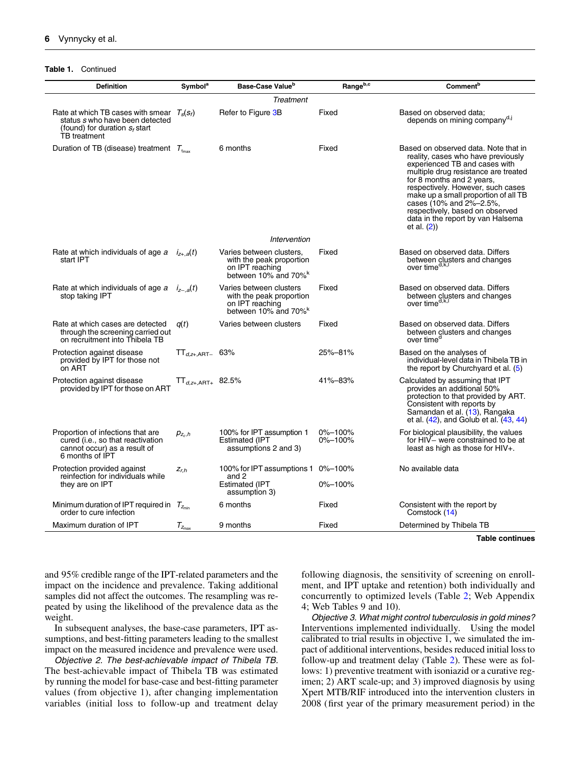**Table 1.** Continued

| Definition | Symbol[a] | Base-Case Value[b] | Range[b,c] | Comment[b] |
|---|---|---|---|---|
| *Treatment* | | | | |
| Rate at which TB cases with smear status *s* who have been detected (found) for duration $s_f$ start TB treatment | $T_s(s_f)$ | Refer to Figure 3B | Fixed | Based on observed data; depends on mining company[d,j] |
| Duration of TB (disease) treatment | $T_{\tau_{max}}$ | 6 months | Fixed | Based on observed data. Note that in reality, cases who have previously experienced TB and cases with multiple drug resistance are treated for 8 months and 2 years, respectively. However, such cases make up a small proportion of all TB cases (10% and 2%–2.5%, respectively, based on observed data in the report by van Halsema et al. (2)) |
| *Intervention* | | | | |
| Rate at which individuals of age *a* start IPT | $i_{z+,a}(t)$ | Varies between clusters, with the peak proportion on IPT reaching between 10% and 70%[k] | Fixed | Based on observed data. Differs between clusters and changes over time[d,k,l] |
| Rate at which individuals of age *a* stop taking IPT | $i_{z-,a}(t)$ | Varies between clusters, with the peak proportion on IPT reaching between 10% and 70%[k] | Fixed | Based on observed data. Differs between clusters and changes over time[d,k,l] |
| Rate at which cases are detected through the screening carried out on recruitment into Thibela TB | $q(t)$ | Varies between clusters | Fixed | Based on observed data. Differs between clusters and changes over time[d] |
| Protection against disease provided by IPT for those not on ART | $TT_{d,z+,ART-}$ | 63% | 25%–81% | Based on the analyses of individual-level data in Thibela TB in the report by Churchyard et al. (5) |
| Protection against disease provided by IPT for those on ART | $TT_{d,z+,ART+}$ | 82.5% | 41%–83% | Calculated by assuming that IPT provides an additional 50% protection to that provided by ART. Consistent with reports by Samandan et al. (13), Rangaka et al. (42), and Golub et al. (43, 44) |
| Proportion of infections that are cured (i.e., so that reactivation cannot occur) as a result of 6 months of IPT | $p_{z_c,h}$ | 100% for IPT assumption 1<br>Estimated (IPT assumptions 2 and 3) | 0%–100%<br>0%–100% | For biological plausibility, the values for HIV− were constrained to be at least as high as those for HIV+. |
| Protection provided against reinfection for individuals while they are on IPT | $z_{r,h}$ | 100% for IPT assumptions 1 and 2<br>Estimated (IPT assumption 3) | 0%–100%<br>0%–100% | No available data |
| Minimum duration of IPT required in order to cure infection | $T_{z_{min}}$ | 6 months | Fixed | Consistent with the report by Comstock (14) |
| Maximum duration of IPT | $T_{z_{max}}$ | 9 months | Fixed | Determined by Thibela TB |

**Table continues**

and 95% credible range of the IPT-related parameters and the impact on the incidence and prevalence. Taking additional samples did not affect the outcomes. The resampling was repeated by using the likelihood of the prevalence data as the weight.

In subsequent analyses, the base-case parameters, IPT assumptions, and best-fitting parameters leading to the smallest impact on the measured incidence and prevalence were used.

*Objective 2. The best-achievable impact of Thibela TB.* The best-achievable impact of Thibela TB was estimated by running the model for base-case and best-fitting parameter values (from objective 1), after changing implementation variables (initial loss to follow-up and treatment delay following diagnosis, the sensitivity of screening on enrollment, and IPT uptake and retention) both individually and concurrently to optimized levels (Table 2; Web Appendix 4; Web Tables 9 and 10).

*Objective 3. What might control tuberculosis in gold mines?* Interventions implemented individually. Using the model calibrated to trial results in objective 1, we simulated the impact of additional interventions, besides reduced initial loss to follow-up and treatment delay (Table 2). These were as follows: 1) preventive treatment with isoniazid or a curative regimen; 2) ART scale-up; and 3) improved diagnosis by using Xpert MTB/RIF introduced into the intervention clusters in 2008 (first year of the primary measurement period) in the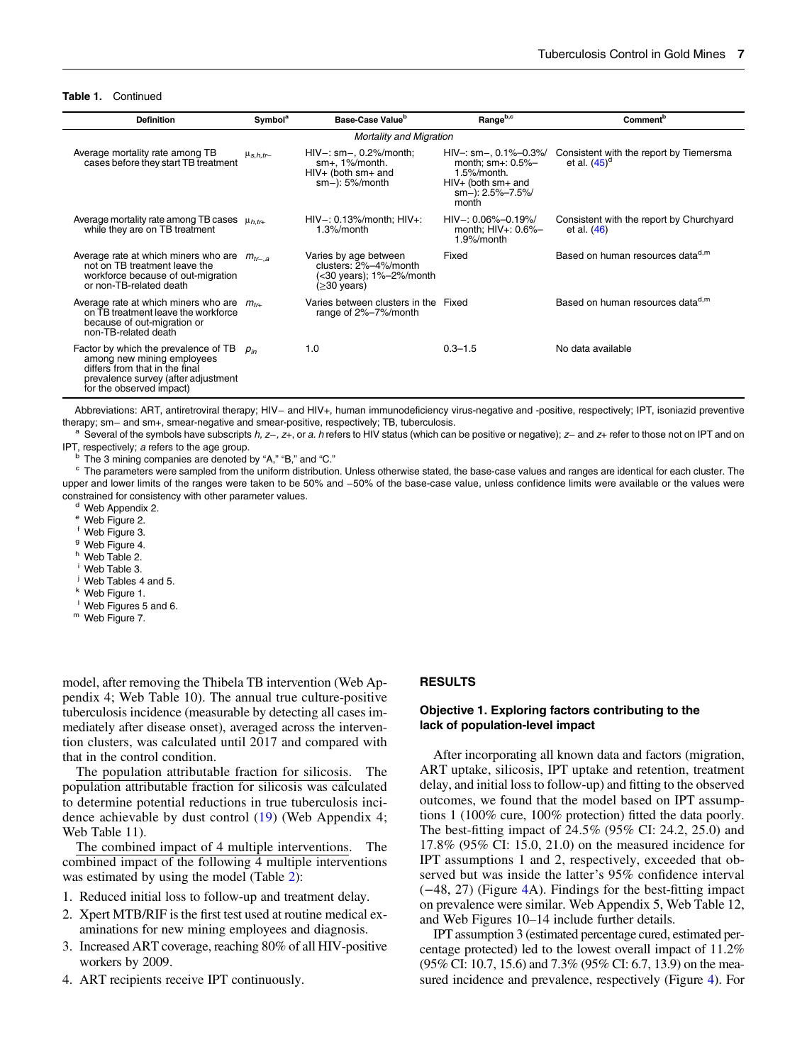**Table 1.** Continued

| Definition | Symbol[a] | Base-Case Value[b] | Range[b,c] | Comment[b] |
|---|---|---|---|---|
| *Mortality and Migration* | | | | |
| Average mortality rate among TB cases before they start TB treatment | $\mu_{s,h,tr-}$ | HIV−: sm−, 0.2%/month; sm+, 1%/month. HIV+ (both sm+ and sm−): 5%/month | HIV−: sm−, 0.1%–0.3%/month; sm+: 0.5%–1.5%/month. HIV+ (both sm+ and sm−): 2.5%–7.5%/month | Consistent with the report by Tiemersma et al. (45)[d] |
| Average mortality rate among TB cases while they are on TB treatment | $\mu_{h,tr+}$ | HIV−: 0.13%/month; HIV+: 1.3%/month | HIV−: 0.06%–0.19%/month; HIV+: 0.6%–1.9%/month | Consistent with the report by Churchyard et al. (46) |
| Average rate at which miners who are not on TB treatment leave the workforce because of out-migration or non-TB-related death | $m_{tr-,a}$ | Varies by age between clusters: 2%–4%/month (<30 years); 1%–2%/month (≥30 years) | Fixed | Based on human resources data[d,m] |
| Average rate at which miners who are on TB treatment leave the workforce because of out-migration or non-TB-related death | $m_{tr+}$ | Varies between clusters in the range of 2%–7%/month | Fixed | Based on human resources data[d,m] |
| Factor by which the prevalence of TB among new mining employees differs from that in the final prevalence survey (after adjustment for the observed impact) | $p_{in}$ | 1.0 | 0.3–1.5 | No data available |

Abbreviations: ART, antiretroviral therapy; HIV− and HIV+, human immunodeficiency virus-negative and -positive, respectively; IPT, isoniazid preventive therapy; sm− and sm+, smear-negative and smear-positive, respectively; TB, tuberculosis.

[a] Several of the symbols have subscripts *h*, *z*−, *z*+, or *a*. *h* refers to HIV status (which can be positive or negative); *z*− and *z*+ refer to those not on IPT and on IPT, respectively; *a* refers to the age group.

[b] The 3 mining companies are denoted by "A," "B," and "C."

[c] The parameters were sampled from the uniform distribution. Unless otherwise stated, the base-case values and ranges are identical for each cluster. The upper and lower limits of the ranges were taken to be 50% and −50% of the base-case value, unless confidence limits were available or the values were constrained for consistency with other parameter values.

[d] Web Appendix 2.

[e] Web Figure 2.

[f] Web Figure 3.

[g] Web Figure 4.

[h] Web Table 2.

[i] Web Table 3.

[j] Web Tables 4 and 5.

[k] Web Figure 1.

[l] Web Figures 5 and 6.

[m] Web Figure 7.

model, after removing the Thibela TB intervention (Web Appendix 4; Web Table 10). The annual true culture-positive tuberculosis incidence (measurable by detecting all cases immediately after disease onset), averaged across the intervention clusters, was calculated until 2017 and compared with that in the control condition.

The population attributable fraction for silicosis. The population attributable fraction for silicosis was calculated to determine potential reductions in true tuberculosis incidence achievable by dust control (19) (Web Appendix 4; Web Table 11).

The combined impact of 4 multiple interventions. The combined impact of the following 4 multiple interventions was estimated by using the model (Table 2):

1. Reduced initial loss to follow-up and treatment delay.
2. Xpert MTB/RIF is the first test used at routine medical examinations for new mining employees and diagnosis.
3. Increased ART coverage, reaching 80% of all HIV-positive workers by 2009.
4. ART recipients receive IPT continuously.

## RESULTS

### Objective 1. Exploring factors contributing to the lack of population-level impact

After incorporating all known data and factors (migration, ART uptake, silicosis, IPT uptake and retention, treatment delay, and initial loss to follow-up) and fitting to the observed outcomes, we found that the model based on IPT assumptions 1 (100% cure, 100% protection) fitted the data poorly. The best-fitting impact of 24.5% (95% CI: 24.2, 25.0) and 17.8% (95% CI: 15.0, 21.0) on the measured incidence for IPT assumptions 1 and 2, respectively, exceeded that observed but was inside the latter's 95% confidence interval (−48, 27) (Figure 4A). Findings for the best-fitting impact on prevalence were similar. Web Appendix 5, Web Table 12, and Web Figures 10–14 include further details.

IPT assumption 3 (estimated percentage cured, estimated percentage protected) led to the lowest overall impact of 11.2% (95% CI: 10.7, 15.6) and 7.3% (95% CI: 6.7, 13.9) on the measured incidence and prevalence, respectively (Figure 4). For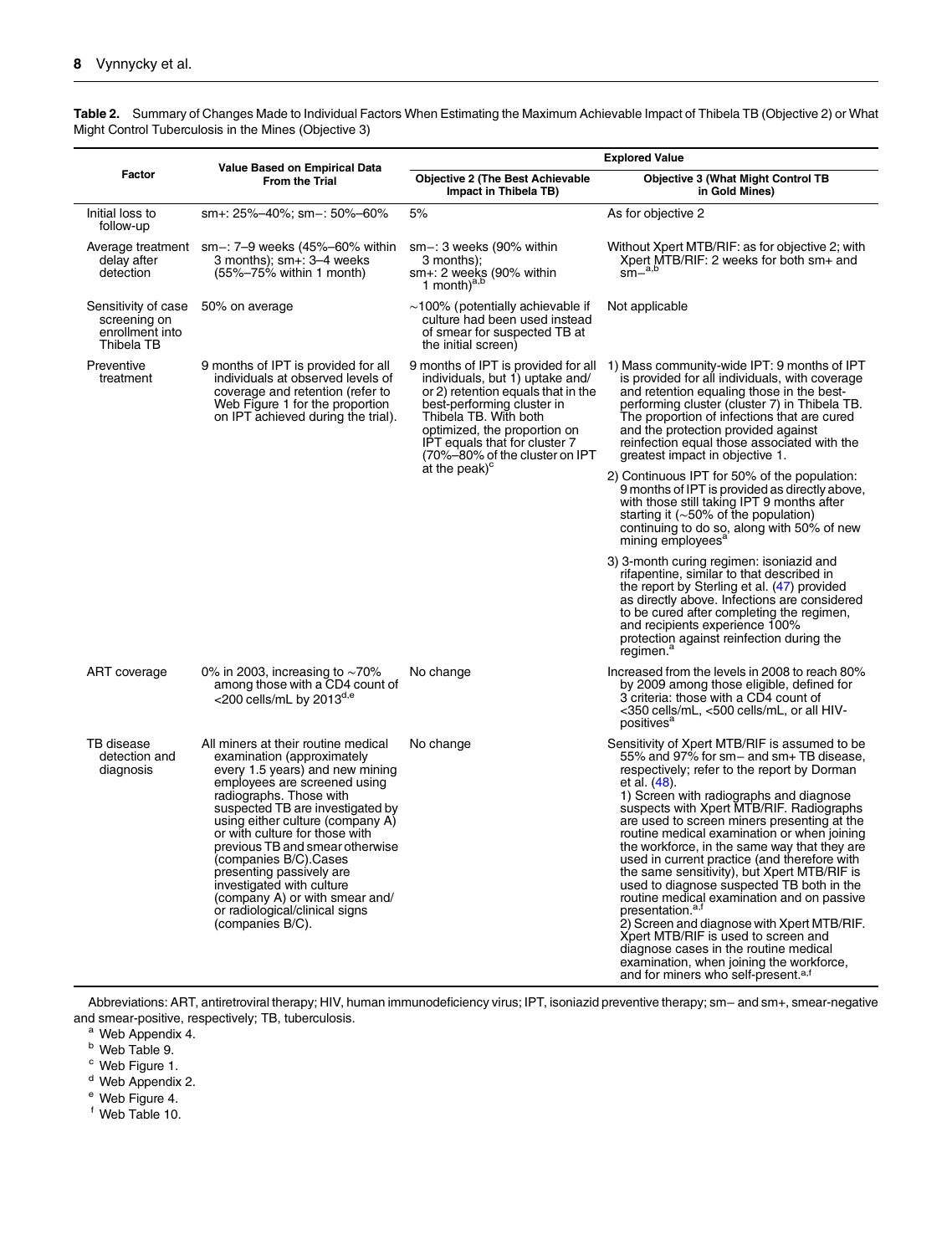**Table 2.** Summary of Changes Made to Individual Factors When Estimating the Maximum Achievable Impact of Thibela TB (Objective 2) or What Might Control Tuberculosis in the Mines (Objective 3)

| Factor | Value Based on Empirical Data From the Trial | Explored Value | |
|---|---|---|---|
| | | Objective 2 (The Best Achievable Impact in Thibela TB) | Objective 3 (What Might Control TB in Gold Mines) |
| Initial loss to follow-up | sm+: 25%–40%; sm−: 50%–60% | 5% | As for objective 2 |
| Average treatment delay after detection | sm−: 7–9 weeks (45%–60% within 3 months); sm+: 3–4 weeks (55%–75% within 1 month) | sm−: 3 weeks (90% within 3 months); sm+: 2 weeks (90% within 1 month)[a,b] | Without Xpert MTB/RIF: as for objective 2; with Xpert MTB/RIF: 2 weeks for both sm+ and sm−[a,b] |
| Sensitivity of case screening on enrollment into Thibela TB | 50% on average | ~100% (potentially achievable if culture had been used instead of smear for suspected TB at the initial screen) | Not applicable |
| Preventive treatment | 9 months of IPT is provided for all individuals at observed levels of coverage and retention (refer to Web Figure 1 for the proportion on IPT achieved during the trial). | 9 months of IPT is provided for all individuals, but 1) uptake and/or 2) retention equals that in the best-performing cluster in Thibela TB. With both optimized, the proportion on IPT equals that for cluster 7 (70%–80% of the cluster on IPT at the peak)[c] | 1) Mass community-wide IPT: 9 months of IPT is provided for all individuals, with coverage and retention equaling those in the best-performing cluster (cluster 7) in Thibela TB. The proportion of infections that are cured and the protection provided against reinfection equal those associated with the greatest impact in objective 1. |
| | | | 2) Continuous IPT for 50% of the population: 9 months of IPT is provided as directly above, with those still taking IPT 9 months after starting it (~50% of the population) continuing to do so, along with 50% of new mining employees[a] |
| | | | 3) 3-month curing regimen: isoniazid and rifapentine, similar to that described in the report by Sterling et al. (47) provided as directly above. Infections are considered to be cured after completing the regimen, and recipients experience 100% protection against reinfection during the regimen.[a] |
| ART coverage | 0% in 2003, increasing to ~70% among those with a CD4 count of <200 cells/mL by 2013[d,e] | No change | Increased from the levels in 2008 to reach 80% by 2009 among those eligible, defined for 3 criteria: those with a CD4 count of <350 cells/mL, <500 cells/mL, or all HIV-positives[a] |
| TB disease detection and diagnosis | All miners at their routine medical examination (approximately every 1.5 years) and new mining employees are screened using radiographs. Those with suspected TB are investigated by using either culture (company A) or with culture for those with previous TB and smear otherwise (companies B/C). Cases presenting passively are investigated with culture (company A) or with smear and/or radiological/clinical signs (companies B/C). | No change | Sensitivity of Xpert MTB/RIF is assumed to be 55% and 97% for sm− and sm+ TB disease, respectively; refer to the report by Dorman et al. (48). 1) Screen with radiographs and diagnose suspects with Xpert MTB/RIF. Radiographs are used to screen miners presenting at the routine medical examination or when joining the workforce, in the same way that they are used in current practice (and therefore with the same sensitivity), but Xpert MTB/RIF is used to diagnose suspected TB both in the routine medical examination and on passive presentation.[a,f] 2) Screen and diagnose with Xpert MTB/RIF. Xpert MTB/RIF is used to screen and diagnose cases in the routine medical examination, when joining the workforce, and for miners who self-present.[a,f] |

Abbreviations: ART, antiretroviral therapy; HIV, human immunodeficiency virus; IPT, isoniazid preventive therapy; sm− and sm+, smear-negative and smear-positive, respectively; TB, tuberculosis.

[a] Web Appendix 4.

[b] Web Table 9.

[c] Web Figure 1.

[d] Web Appendix 2.

[e] Web Figure 4.

[f] Web Table 10.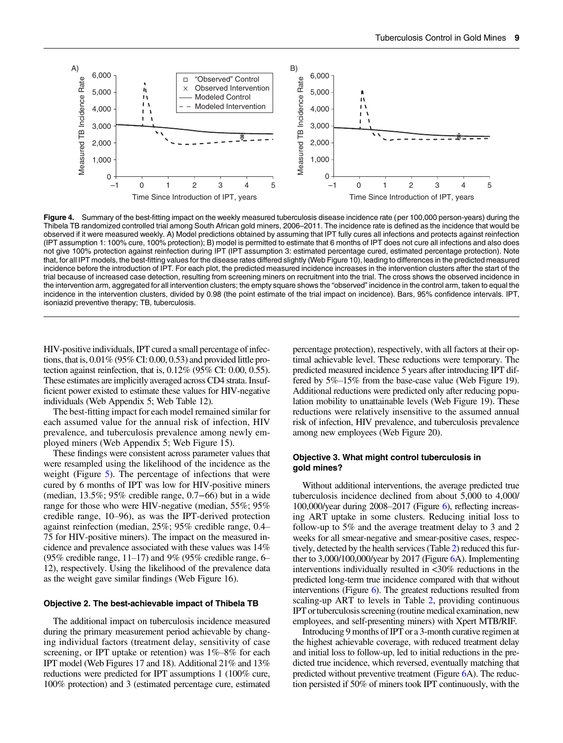A)

Measured TB Incidence Rate

6,000
5,000
4,000
3,000
2,000
1,000
0

–1 0 1 2 3 4 5

Time Since Introduction of IPT, years

□ "Observed" Control
× Observed Intervention
—— Modeled Control
– – Modeled Intervention

B)

Measured TB Incidence Rate

6,000
5,000
4,000
3,000
2,000
1,000
0

–1 0 1 2 3 4 5

Time Since Introduction of IPT, years

**Figure 4.** Summary of the best-fitting impact on the weekly measured tuberculosis disease incidence rate (per 100,000 person-years) during the Thibela TB randomized controlled trial among South African gold miners, 2006–2011. The incidence rate is defined as the incidence that would be observed if it were measured weekly. A) Model predictions obtained by assuming that IPT fully cures all infections and protects against reinfection (IPT assumption 1: 100% cure, 100% protection); B) model is permitted to estimate that 6 months of IPT does not cure all infections and also does not give 100% protection against reinfection during IPT (IPT assumption 3: estimated percentage cured, estimated percentage protection). Note that, for all IPT models, the best-fitting values for the disease rates differed slightly (Web Figure 10), leading to differences in the predicted measured incidence before the introduction of IPT. For each plot, the predicted measured incidence increases in the intervention clusters after the start of the trial because of increased case detection, resulting from screening miners on recruitment into the trial. The cross shows the observed incidence in the intervention arm, aggregated for all intervention clusters; the empty square shows the "observed" incidence in the control arm, taken to equal the incidence in the intervention clusters, divided by 0.98 (the point estimate of the trial impact on incidence). Bars, 95% confidence intervals. IPT, isoniazid preventive therapy; TB, tuberculosis.

HIV-positive individuals, IPT cured a small percentage of infections, that is, 0.01% (95% CI: 0.00, 0.53) and provided little protection against reinfection, that is, 0.12% (95% CI: 0.00, 0.55). These estimates are implicitly averaged across CD4 strata. Insufficient power existed to estimate these values for HIV-negative individuals (Web Appendix 5; Web Table 12).

The best-fitting impact for each model remained similar for each assumed value for the annual risk of infection, HIV prevalence, and tuberculosis prevalence among newly employed miners (Web Appendix 5; Web Figure 15).

These findings were consistent across parameter values that were resampled using the likelihood of the incidence as the weight (Figure 5). The percentage of infections that were cured by 6 months of IPT was low for HIV-positive miners (median, 13.5%; 95% credible range, 0.7−66) but in a wide range for those who were HIV-negative (median, 55%; 95% credible range, 10–96), as was the IPT-derived protection against reinfection (median, 25%; 95% credible range, 0.4–75 for HIV-positive miners). The impact on the measured incidence and prevalence associated with these values was 14% (95% credible range, 11–17) and 9% (95% credible range, 6–12), respectively. Using the likelihood of the prevalence data as the weight gave similar findings (Web Figure 16).

#### Objective 2. The best-achievable impact of Thibela TB

The additional impact on tuberculosis incidence measured during the primary measurement period achievable by changing individual factors (treatment delay, sensitivity of case screening, or IPT uptake or retention) was 1%–8% for each IPT model (Web Figures 17 and 18). Additional 21% and 13% reductions were predicted for IPT assumptions 1 (100% cure, 100% protection) and 3 (estimated percentage cure, estimated percentage protection), respectively, with all factors at their optimal achievable level. These reductions were temporary. The predicted measured incidence 5 years after introducing IPT differed by 5%–15% from the base-case value (Web Figure 19). Additional reductions were predicted only after reducing population mobility to unattainable levels (Web Figure 19). These reductions were relatively insensitive to the assumed annual risk of infection, HIV prevalence, and tuberculosis prevalence among new employees (Web Figure 20).

#### Objective 3. What might control tuberculosis in gold mines?

Without additional interventions, the average predicted true tuberculosis incidence declined from about 5,000 to 4,000/100,000/year during 2008–2017 (Figure 6), reflecting increasing ART uptake in some clusters. Reducing initial loss to follow-up to 5% and the average treatment delay to 3 and 2 weeks for all smear-negative and smear-positive cases, respectively, detected by the health services (Table 2) reduced this further to 3,000/100,000/year by 2017 (Figure 6A). Implementing interventions individually resulted in <30% reductions in the predicted long-term true incidence compared with that without interventions (Figure 6). The greatest reductions resulted from scaling-up ART to levels in Table 2, providing continuous IPT or tuberculosis screening (routine medical examination, new employees, and self-presenting miners) with Xpert MTB/RIF.

Introducing 9 months of IPT or a 3-month curative regimen at the highest achievable coverage, with reduced treatment delay and initial loss to follow-up, led to initial reductions in the predicted true incidence, which reversed, eventually matching that predicted without preventive treatment (Figure 6A). The reduction persisted if 50% of miners took IPT continuously, with the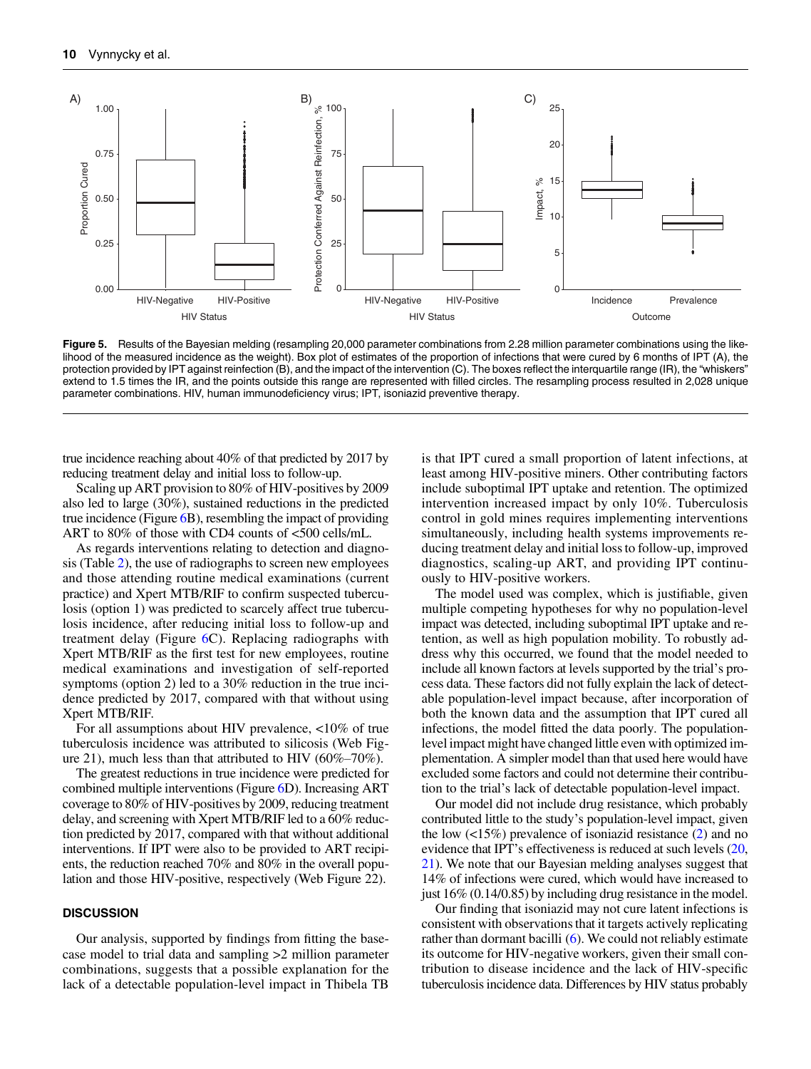A)

1.00
0.75
0.50
0.25
0.00

Proportion Cured

HIV-Negative HIV-Positive

HIV Status

B)

100
75
50
25
0

Protection Conferred Against Reinfection, %

HIV-Negative HIV-Positive

HIV Status

C)

25
20
15
10
5
0

Impact, %

Incidence Prevalence

Outcome

**Figure 5.** Results of the Bayesian melding (resampling 20,000 parameter combinations from 2.28 million parameter combinations using the likelihood of the measured incidence as the weight). Box plot of estimates of the proportion of infections that were cured by 6 months of IPT (A), the protection provided by IPT against reinfection (B), and the impact of the intervention (C). The boxes reflect the interquartile range (IR), the "whiskers" extend to 1.5 times the IR, and the points outside this range are represented with filled circles. The resampling process resulted in 2,028 unique parameter combinations. HIV, human immunodeficiency virus; IPT, isoniazid preventive therapy.

true incidence reaching about 40% of that predicted by 2017 by reducing treatment delay and initial loss to follow-up.

Scaling up ART provision to 80% of HIV-positives by 2009 also led to large (30%), sustained reductions in the predicted true incidence (Figure 6B), resembling the impact of providing ART to 80% of those with CD4 counts of <500 cells/mL.

As regards interventions relating to detection and diagnosis (Table 2), the use of radiographs to screen new employees and those attending routine medical examinations (current practice) and Xpert MTB/RIF to confirm suspected tuberculosis (option 1) was predicted to scarcely affect true tuberculosis incidence, after reducing initial loss to follow-up and treatment delay (Figure 6C). Replacing radiographs with Xpert MTB/RIF as the first test for new employees, routine medical examinations and investigation of self-reported symptoms (option 2) led to a 30% reduction in the true incidence predicted by 2017, compared with that without using Xpert MTB/RIF.

For all assumptions about HIV prevalence, <10% of true tuberculosis incidence was attributed to silicosis (Web Figure 21), much less than that attributed to HIV (60%–70%).

The greatest reductions in true incidence were predicted for combined multiple interventions (Figure 6D). Increasing ART coverage to 80% of HIV-positives by 2009, reducing treatment delay, and screening with Xpert MTB/RIF led to a 60% reduction predicted by 2017, compared with that without additional interventions. If IPT were also to be provided to ART recipients, the reduction reached 70% and 80% in the overall population and those HIV-positive, respectively (Web Figure 22).

## DISCUSSION

Our analysis, supported by findings from fitting the base-case model to trial data and sampling >2 million parameter combinations, suggests that a possible explanation for the lack of a detectable population-level impact in Thibela TB is that IPT cured a small proportion of latent infections, at least among HIV-positive miners. Other contributing factors include suboptimal IPT uptake and retention. The optimized intervention increased impact by only 10%. Tuberculosis control in gold mines requires implementing interventions simultaneously, including health systems improvements reducing treatment delay and initial loss to follow-up, improved diagnostics, scaling-up ART, and providing IPT continuously to HIV-positive workers.

The model used was complex, which is justifiable, given multiple competing hypotheses for why no population-level impact was detected, including suboptimal IPT uptake and retention, as well as high population mobility. To robustly address why this occurred, we found that the model needed to include all known factors at levels supported by the trial's process data. These factors did not fully explain the lack of detectable population-level impact because, after incorporation of both the known data and the assumption that IPT cured all infections, the model fitted the data poorly. The population-level impact might have changed little even with optimized implementation. A simpler model than that used here would have excluded some factors and could not determine their contribution to the trial's lack of detectable population-level impact.

Our model did not include drug resistance, which probably contributed little to the study's population-level impact, given the low (<15%) prevalence of isoniazid resistance (2) and no evidence that IPT's effectiveness is reduced at such levels (20, 21). We note that our Bayesian melding analyses suggest that 14% of infections were cured, which would have increased to just 16% (0.14/0.85) by including drug resistance in the model.

Our finding that isoniazid may not cure latent infections is consistent with observations that it targets actively replicating rather than dormant bacilli (6). We could not reliably estimate its outcome for HIV-negative workers, given their small contribution to disease incidence and the lack of HIV-specific tuberculosis incidence data. Differences by HIV status probably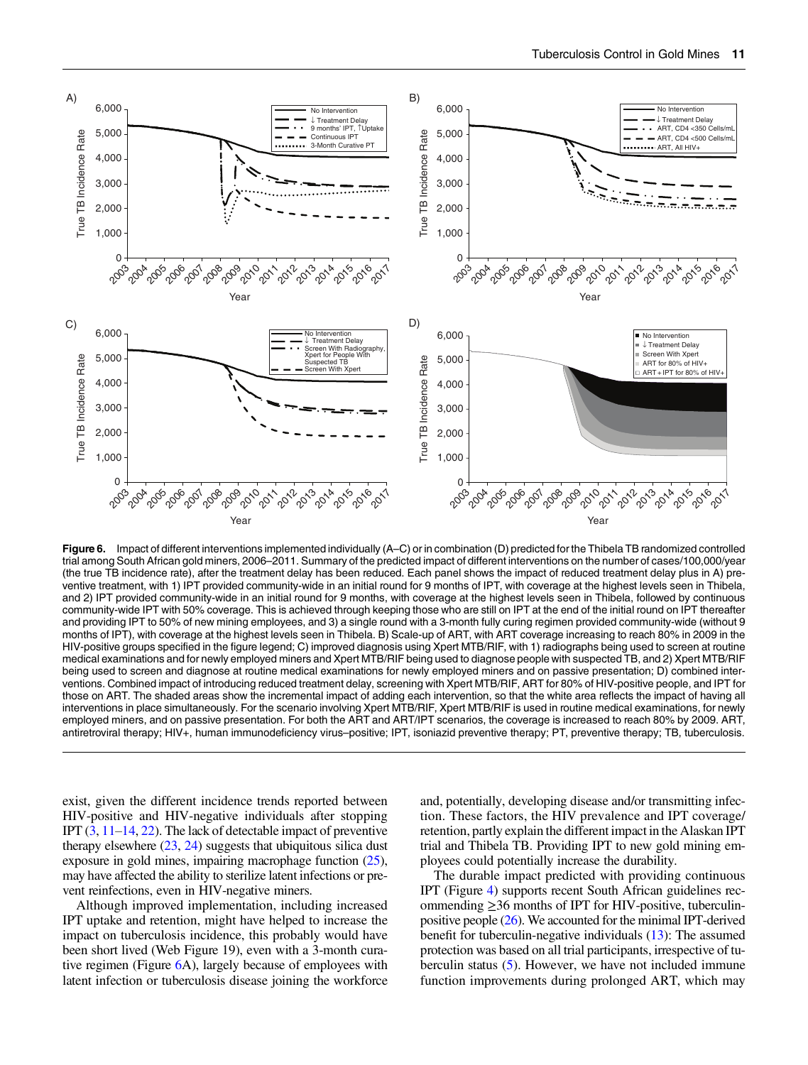A)

True TB Incidence Rate

6,000
5,000
4,000
3,000
2,000
1,000
0

2003 2004 2005 2006 2007 2008 2009 2010 2011 2012 2013 2014 2015 2016 2017

Year

No Intervention
↓ Treatment Delay
9 months' IPT, ↑Uptake
Continuous IPT
3-Month Curative PT

B)

True TB Incidence Rate

6,000
5,000
4,000
3,000
2,000
1,000
0

2003 2004 2005 2006 2007 2008 2009 2010 2011 2012 2013 2014 2015 2016 2017

Year

No Intervention
↓ Treatment Delay
ART, CD4 <350 Cells/mL
ART, CD4 <500 Cells/mL
ART, All HIV+

C)

True TB Incidence Rate

6,000
5,000
4,000
3,000
2,000
1,000
0

2003 2004 2005 2006 2007 2008 2009 2010 2011 2012 2013 2014 2015 2016 2017

Year

No Intervention
↓ Treatment Delay
Screen With Radiography, Xpert for People With Suspected TB
Screen With Xpert

D)

True TB Incidence Rate

6,000
5,000
4,000
3,000
2,000
1,000
0

2003 2004 2005 2006 2007 2008 2009 2010 2011 2012 2013 2014 2015 2016 2017

Year

No Intervention
↓ Treatment Delay
Screen With Xpert
ART for 80% of HIV+
ART + IPT for 80% of HIV+

**Figure 6.** Impact of different interventions implemented individually (A–C) or in combination (D) predicted for the Thibela TB randomized controlled trial among South African gold miners, 2006–2011. Summary of the predicted impact of different interventions on the number of cases/100,000/year (the true TB incidence rate), after the treatment delay has been reduced. Each panel shows the impact of reduced treatment delay plus in A) preventive treatment, with 1) IPT provided community-wide in an initial round for 9 months of IPT, with coverage at the highest levels seen in Thibela, and 2) IPT provided community-wide in an initial round for 9 months, with coverage at the highest levels seen in Thibela, followed by continuous community-wide IPT with 50% coverage. This is achieved through keeping those who are still on IPT at the end of the initial round on IPT thereafter and providing IPT to 50% of new mining employees, and 3) a single round with a 3-month fully curing regimen provided community-wide (without 9 months of IPT), with coverage at the highest levels seen in Thibela. B) Scale-up of ART, with ART coverage increasing to reach 80% in 2009 in the HIV-positive groups specified in the figure legend; C) improved diagnosis using Xpert MTB/RIF, with 1) radiographs being used to screen at routine medical examinations and for newly employed miners and Xpert MTB/RIF being used to diagnose people with suspected TB, and 2) Xpert MTB/RIF being used to screen and diagnose at routine medical examinations for newly employed miners and on passive presentation; D) combined interventions. Combined impact of introducing reduced treatment delay, screening with Xpert MTB/RIF, ART for 80% of HIV-positive people, and IPT for those on ART. The shaded areas show the incremental impact of adding each intervention, so that the white area reflects the impact of having all interventions in place simultaneously. For the scenario involving Xpert MTB/RIF, Xpert MTB/RIF is used in routine medical examinations, for newly employed miners, and on passive presentation. For both the ART and ART/IPT scenarios, the coverage is increased to reach 80% by 2009. ART, antiretroviral therapy; HIV+, human immunodeficiency virus–positive; IPT, isoniazid preventive therapy; PT, preventive therapy; TB, tuberculosis.

exist, given the different incidence trends reported between HIV-positive and HIV-negative individuals after stopping IPT (3, 11–14, 22). The lack of detectable impact of preventive therapy elsewhere (23, 24) suggests that ubiquitous silica dust exposure in gold mines, impairing macrophage function (25), may have affected the ability to sterilize latent infections or prevent reinfections, even in HIV-negative miners.

Although improved implementation, including increased IPT uptake and retention, might have helped to increase the impact on tuberculosis incidence, this probably would have been short lived (Web Figure 19), even with a 3-month curative regimen (Figure 6A), largely because of employees with latent infection or tuberculosis disease joining the workforce and, potentially, developing disease and/or transmitting infection. These factors, the HIV prevalence and IPT coverage/retention, partly explain the different impact in the Alaskan IPT trial and Thibela TB. Providing IPT to new gold mining employees could potentially increase the durability.

The durable impact predicted with providing continuous IPT (Figure 4) supports recent South African guidelines recommending ≥36 months of IPT for HIV-positive, tuberculin-positive people (26). We accounted for the minimal IPT-derived benefit for tuberculin-negative individuals (13): The assumed protection was based on all trial participants, irrespective of tuberculin status (5). However, we have not included immune function improvements during prolonged ART, which may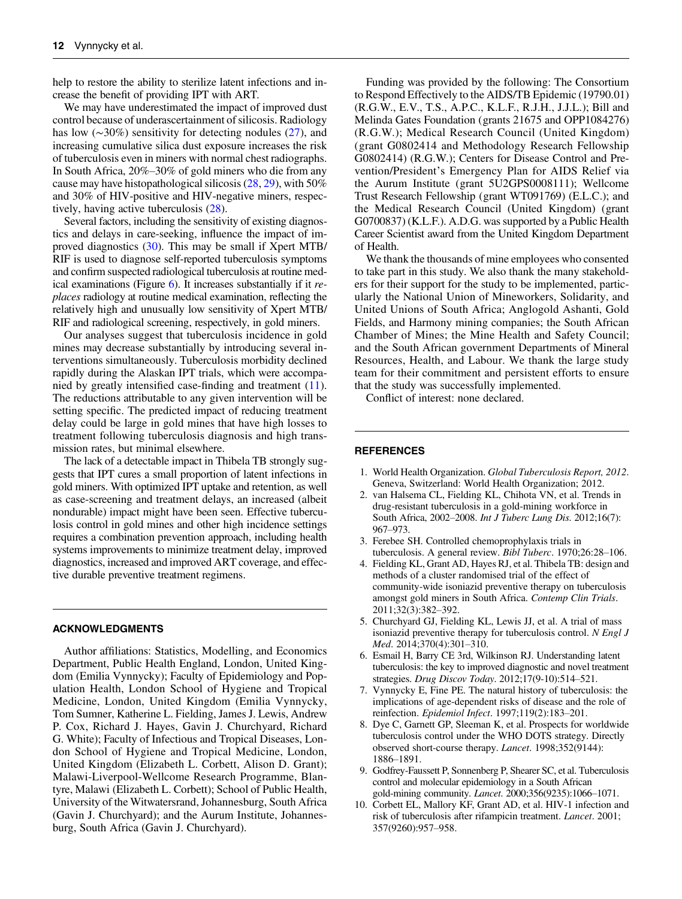help to restore the ability to sterilize latent infections and increase the benefit of providing IPT with ART.

We may have underestimated the impact of improved dust control because of underascertainment of silicosis. Radiology has low (∼30%) sensitivity for detecting nodules (27), and increasing cumulative silica dust exposure increases the risk of tuberculosis even in miners with normal chest radiographs. In South Africa, 20%–30% of gold miners who die from any cause may have histopathological silicosis (28, 29), with 50% and 30% of HIV-positive and HIV-negative miners, respectively, having active tuberculosis (28).

Several factors, including the sensitivity of existing diagnostics and delays in care-seeking, influence the impact of improved diagnostics (30). This may be small if Xpert MTB/RIF is used to diagnose self-reported tuberculosis symptoms and confirm suspected radiological tuberculosis at routine medical examinations (Figure 6). It increases substantially if it *replaces* radiology at routine medical examination, reflecting the relatively high and unusually low sensitivity of Xpert MTB/RIF and radiological screening, respectively, in gold miners.

Our analyses suggest that tuberculosis incidence in gold mines may decrease substantially by introducing several interventions simultaneously. Tuberculosis morbidity declined rapidly during the Alaskan IPT trials, which were accompanied by greatly intensified case-finding and treatment (11). The reductions attributable to any given intervention will be setting specific. The predicted impact of reducing treatment delay could be large in gold mines that have high losses to treatment following tuberculosis diagnosis and high transmission rates, but minimal elsewhere.

The lack of a detectable impact in Thibela TB strongly suggests that IPT cures a small proportion of latent infections in gold miners. With optimized IPT uptake and retention, as well as case-screening and treatment delays, an increased (albeit nondurable) impact might have been seen. Effective tuberculosis control in gold mines and other high incidence settings requires a combination prevention approach, including health systems improvements to minimize treatment delay, improved diagnostics, increased and improved ART coverage, and effective durable preventive treatment regimens.

## ACKNOWLEDGMENTS

Author affiliations: Statistics, Modelling, and Economics Department, Public Health England, London, United Kingdom (Emilia Vynnycky); Faculty of Epidemiology and Population Health, London School of Hygiene and Tropical Medicine, London, United Kingdom (Emilia Vynnycky, Tom Sumner, Katherine L. Fielding, James J. Lewis, Andrew P. Cox, Richard J. Hayes, Gavin J. Churchyard, Richard G. White); Faculty of Infectious and Tropical Diseases, London School of Hygiene and Tropical Medicine, London, United Kingdom (Elizabeth L. Corbett, Alison D. Grant); Malawi-Liverpool-Wellcome Research Programme, Blantyre, Malawi (Elizabeth L. Corbett); School of Public Health, University of the Witwatersrand, Johannesburg, South Africa (Gavin J. Churchyard); and the Aurum Institute, Johannesburg, South Africa (Gavin J. Churchyard).

Funding was provided by the following: The Consortium to Respond Effectively to the AIDS/TB Epidemic (19790.01) (R.G.W., E.V., T.S., A.P.C., K.L.F., R.J.H., J.J.L.); Bill and Melinda Gates Foundation (grants 21675 and OPP1084276) (R.G.W.); Medical Research Council (United Kingdom) (grant G0802414 and Methodology Research Fellowship G0802414) (R.G.W.); Centers for Disease Control and Prevention/President's Emergency Plan for AIDS Relief via the Aurum Institute (grant 5U2GPS0008111); Wellcome Trust Research Fellowship (grant WT091769) (E.L.C.); and the Medical Research Council (United Kingdom) (grant G0700837) (K.L.F.). A.D.G. was supported by a Public Health Career Scientist award from the United Kingdom Department of Health.

We thank the thousands of mine employees who consented to take part in this study. We also thank the many stakeholders for their support for the study to be implemented, particularly the National Union of Mineworkers, Solidarity, and United Unions of South Africa; Anglogold Ashanti, Gold Fields, and Harmony mining companies; the South African Chamber of Mines; the Mine Health and Safety Council; and the South African government Departments of Mineral Resources, Health, and Labour. We thank the large study team for their commitment and persistent efforts to ensure that the study was successfully implemented.

Conflict of interest: none declared.

## REFERENCES

1. World Health Organization. *Global Tuberculosis Report, 2012*. Geneva, Switzerland: World Health Organization; 2012.
2. van Halsema CL, Fielding KL, Chihota VN, et al. Trends in drug-resistant tuberculosis in a gold-mining workforce in South Africa, 2002–2008. *Int J Tuberc Lung Dis*. 2012;16(7):967–973.
3. Ferebee SH. Controlled chemoprophylaxis trials in tuberculosis. A general review. *Bibl Tuberc*. 1970;26:28–106.
4. Fielding KL, Grant AD, Hayes RJ, et al. Thibela TB: design and methods of a cluster randomised trial of the effect of community-wide isoniazid preventive therapy on tuberculosis amongst gold miners in South Africa. *Contemp Clin Trials*. 2011;32(3):382–392.
5. Churchyard GJ, Fielding KL, Lewis JJ, et al. A trial of mass isoniazid preventive therapy for tuberculosis control. *N Engl J Med*. 2014;370(4):301–310.
6. Esmail H, Barry CE 3rd, Wilkinson RJ. Understanding latent tuberculosis: the key to improved diagnostic and novel treatment strategies. *Drug Discov Today*. 2012;17(9-10):514–521.
7. Vynnycky E, Fine PE. The natural history of tuberculosis: the implications of age-dependent risks of disease and the role of reinfection. *Epidemiol Infect*. 1997;119(2):183–201.
8. Dye C, Garnett GP, Sleeman K, et al. Prospects for worldwide tuberculosis control under the WHO DOTS strategy. Directly observed short-course therapy. *Lancet*. 1998;352(9144):1886–1891.
9. Godfrey-Faussett P, Sonnenberg P, Shearer SC, et al. Tuberculosis control and molecular epidemiology in a South African gold-mining community. *Lancet*. 2000;356(9235):1066–1071.
10. Corbett EL, Mallory KF, Grant AD, et al. HIV-1 infection and risk of tuberculosis after rifampicin treatment. *Lancet*. 2001;357(9260):957–958.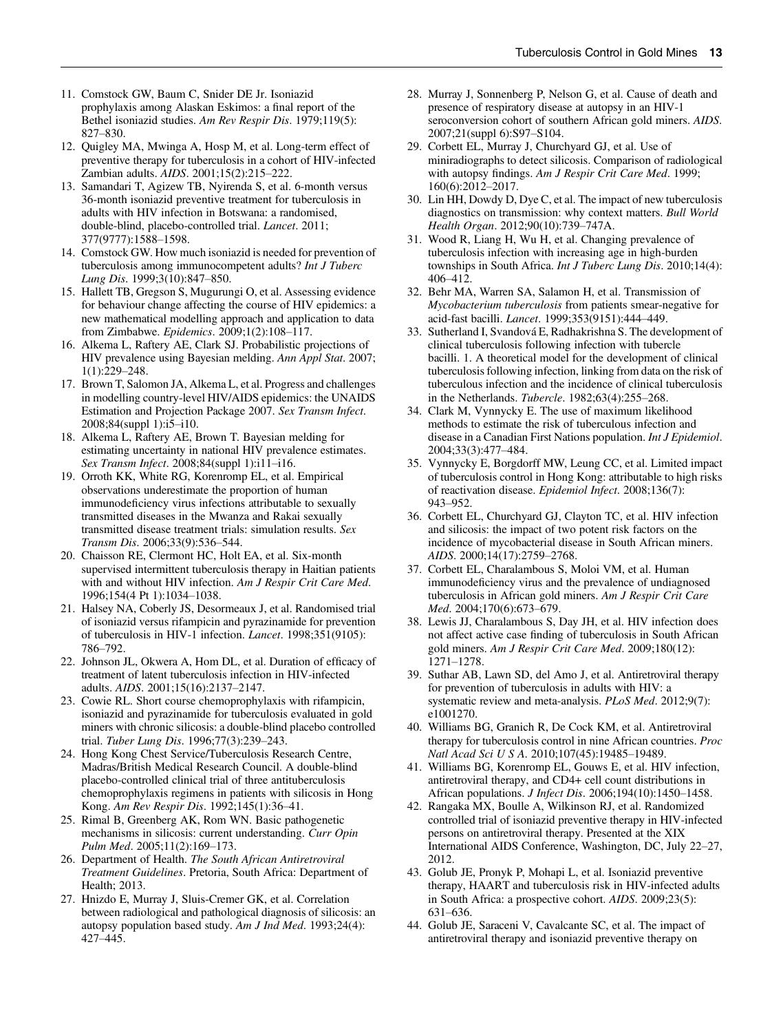11. Comstock GW, Baum C, Snider DE Jr. Isoniazid prophylaxis among Alaskan Eskimos: a final report of the Bethel isoniazid studies. *Am Rev Respir Dis*. 1979;119(5): 827–830.
12. Quigley MA, Mwinga A, Hosp M, et al. Long-term effect of preventive therapy for tuberculosis in a cohort of HIV-infected Zambian adults. *AIDS*. 2001;15(2):215–222.
13. Samandari T, Agizew TB, Nyirenda S, et al. 6-month versus 36-month isoniazid preventive treatment for tuberculosis in adults with HIV infection in Botswana: a randomised, double-blind, placebo-controlled trial. *Lancet*. 2011; 377(9777):1588–1598.
14. Comstock GW. How much isoniazid is needed for prevention of tuberculosis among immunocompetent adults? *Int J Tuberc Lung Dis*. 1999;3(10):847–850.
15. Hallett TB, Gregson S, Mugurungi O, et al. Assessing evidence for behaviour change affecting the course of HIV epidemics: a new mathematical modelling approach and application to data from Zimbabwe. *Epidemics*. 2009;1(2):108–117.
16. Alkema L, Raftery AE, Clark SJ. Probabilistic projections of HIV prevalence using Bayesian melding. *Ann Appl Stat*. 2007; 1(1):229–248.
17. Brown T, Salomon JA, Alkema L, et al. Progress and challenges in modelling country-level HIV/AIDS epidemics: the UNAIDS Estimation and Projection Package 2007. *Sex Transm Infect*. 2008;84(suppl 1):i5–i10.
18. Alkema L, Raftery AE, Brown T. Bayesian melding for estimating uncertainty in national HIV prevalence estimates. *Sex Transm Infect*. 2008;84(suppl 1):i11–i16.
19. Orroth KK, White RG, Korenromp EL, et al. Empirical observations underestimate the proportion of human immunodeficiency virus infections attributable to sexually transmitted diseases in the Mwanza and Rakai sexually transmitted disease treatment trials: simulation results. *Sex Transm Dis*. 2006;33(9):536–544.
20. Chaisson RE, Clermont HC, Holt EA, et al. Six-month supervised intermittent tuberculosis therapy in Haitian patients with and without HIV infection. *Am J Respir Crit Care Med*. 1996;154(4 Pt 1):1034–1038.
21. Halsey NA, Coberly JS, Desormeaux J, et al. Randomised trial of isoniazid versus rifampicin and pyrazinamide for prevention of tuberculosis in HIV-1 infection. *Lancet*. 1998;351(9105): 786–792.
22. Johnson JL, Okwera A, Hom DL, et al. Duration of efficacy of treatment of latent tuberculosis infection in HIV-infected adults. *AIDS*. 2001;15(16):2137–2147.
23. Cowie RL. Short course chemoprophylaxis with rifampicin, isoniazid and pyrazinamide for tuberculosis evaluated in gold miners with chronic silicosis: a double-blind placebo controlled trial. *Tuber Lung Dis*. 1996;77(3):239–243.
24. Hong Kong Chest Service/Tuberculosis Research Centre, Madras/British Medical Research Council. A double-blind placebo-controlled clinical trial of three antituberculosis chemoprophylaxis regimens in patients with silicosis in Hong Kong. *Am Rev Respir Dis*. 1992;145(1):36–41.
25. Rimal B, Greenberg AK, Rom WN. Basic pathogenetic mechanisms in silicosis: current understanding. *Curr Opin Pulm Med*. 2005;11(2):169–173.
26. Department of Health. *The South African Antiretroviral Treatment Guidelines*. Pretoria, South Africa: Department of Health; 2013.
27. Hnizdo E, Murray J, Sluis-Cremer GK, et al. Correlation between radiological and pathological diagnosis of silicosis: an autopsy population based study. *Am J Ind Med*. 1993;24(4): 427–445.
28. Murray J, Sonnenberg P, Nelson G, et al. Cause of death and presence of respiratory disease at autopsy in an HIV-1 seroconversion cohort of southern African gold miners. *AIDS*. 2007;21(suppl 6):S97–S104.
29. Corbett EL, Murray J, Churchyard GJ, et al. Use of miniradiographs to detect silicosis. Comparison of radiological with autopsy findings. *Am J Respir Crit Care Med*. 1999; 160(6):2012–2017.
30. Lin HH, Dowdy D, Dye C, et al. The impact of new tuberculosis diagnostics on transmission: why context matters. *Bull World Health Organ*. 2012;90(10):739–747A.
31. Wood R, Liang H, Wu H, et al. Changing prevalence of tuberculosis infection with increasing age in high-burden townships in South Africa. *Int J Tuberc Lung Dis*. 2010;14(4): 406–412.
32. Behr MA, Warren SA, Salamon H, et al. Transmission of *Mycobacterium tuberculosis* from patients smear-negative for acid-fast bacilli. *Lancet*. 1999;353(9151):444–449.
33. Sutherland I, Svandová E, Radhakrishna S. The development of clinical tuberculosis following infection with tubercle bacilli. 1. A theoretical model for the development of clinical tuberculosis following infection, linking from data on the risk of tuberculous infection and the incidence of clinical tuberculosis in the Netherlands. *Tubercle*. 1982;63(4):255–268.
34. Clark M, Vynnycky E. The use of maximum likelihood methods to estimate the risk of tuberculous infection and disease in a Canadian First Nations population. *Int J Epidemiol*. 2004;33(3):477–484.
35. Vynnycky E, Borgdorff MW, Leung CC, et al. Limited impact of tuberculosis control in Hong Kong: attributable to high risks of reactivation disease. *Epidemiol Infect*. 2008;136(7): 943–952.
36. Corbett EL, Churchyard GJ, Clayton TC, et al. HIV infection and silicosis: the impact of two potent risk factors on the incidence of mycobacterial disease in South African miners. *AIDS*. 2000;14(17):2759–2768.
37. Corbett EL, Charalambous S, Moloi VM, et al. Human immunodeficiency virus and the prevalence of undiagnosed tuberculosis in African gold miners. *Am J Respir Crit Care Med*. 2004;170(6):673–679.
38. Lewis JJ, Charalambous S, Day JH, et al. HIV infection does not affect active case finding of tuberculosis in South African gold miners. *Am J Respir Crit Care Med*. 2009;180(12): 1271–1278.
39. Suthar AB, Lawn SD, del Amo J, et al. Antiretroviral therapy for prevention of tuberculosis in adults with HIV: a systematic review and meta-analysis. *PLoS Med*. 2012;9(7): e1001270.
40. Williams BG, Granich R, De Cock KM, et al. Antiretroviral therapy for tuberculosis control in nine African countries. *Proc Natl Acad Sci U S A*. 2010;107(45):19485–19489.
41. Williams BG, Korenromp EL, Gouws E, et al. HIV infection, antiretroviral therapy, and CD4+ cell count distributions in African populations. *J Infect Dis*. 2006;194(10):1450–1458.
42. Rangaka MX, Boulle A, Wilkinson RJ, et al. Randomized controlled trial of isoniazid preventive therapy in HIV-infected persons on antiretroviral therapy. Presented at the XIX International AIDS Conference, Washington, DC, July 22–27, 2012.
43. Golub JE, Pronyk P, Mohapi L, et al. Isoniazid preventive therapy, HAART and tuberculosis risk in HIV-infected adults in South Africa: a prospective cohort. *AIDS*. 2009;23(5): 631–636.
44. Golub JE, Saraceni V, Cavalcante SC, et al. The impact of antiretroviral therapy and isoniazid preventive therapy on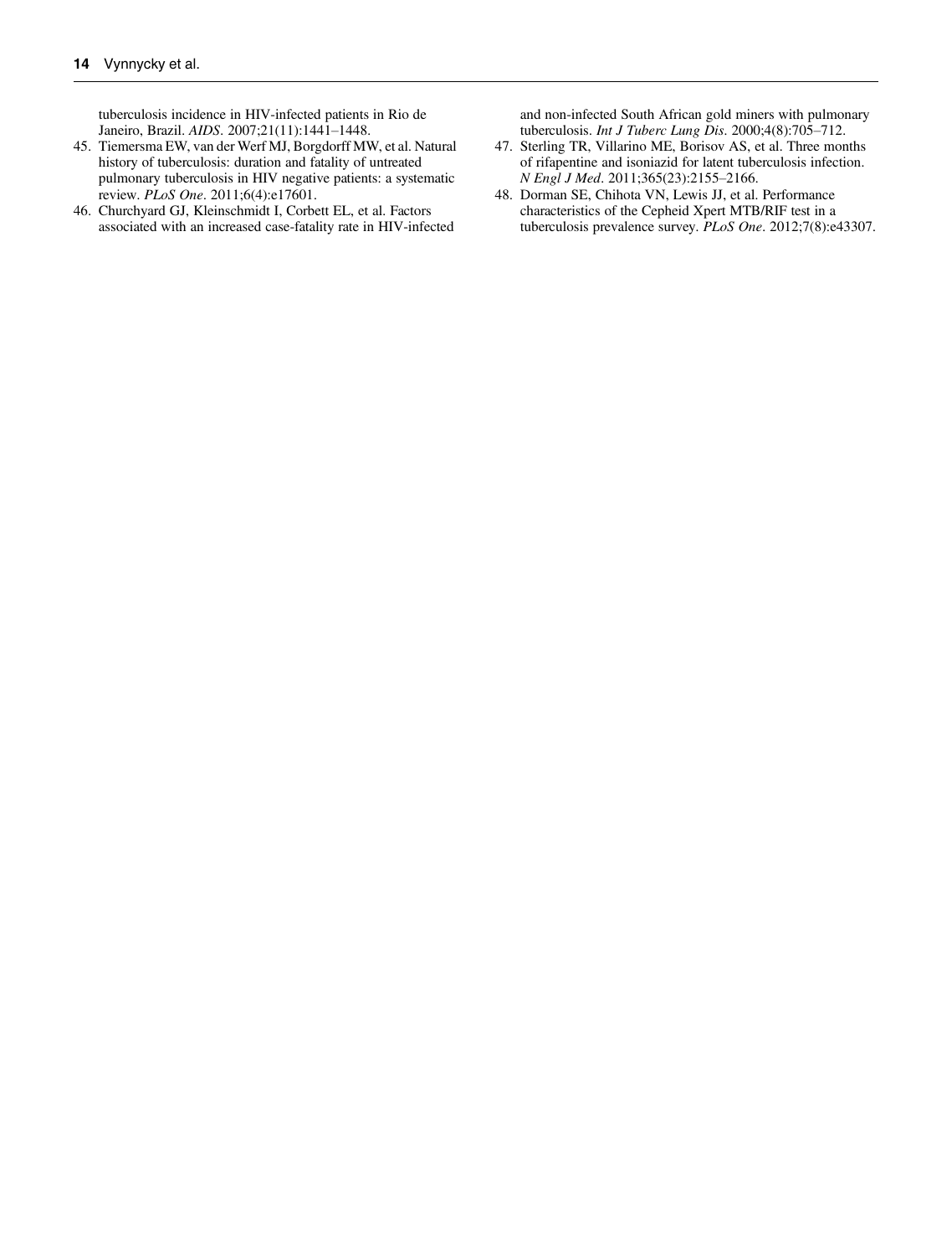tuberculosis incidence in HIV-infected patients in Rio de Janeiro, Brazil. *AIDS*. 2007;21(11):1441–1448.

45. Tiemersma EW, van der Werf MJ, Borgdorff MW, et al. Natural history of tuberculosis: duration and fatality of untreated pulmonary tuberculosis in HIV negative patients: a systematic review. *PLoS One*. 2011;6(4):e17601.
46. Churchyard GJ, Kleinschmidt I, Corbett EL, et al. Factors associated with an increased case-fatality rate in HIV-infected and non-infected South African gold miners with pulmonary tuberculosis. *Int J Tuberc Lung Dis*. 2000;4(8):705–712.
47. Sterling TR, Villarino ME, Borisov AS, et al. Three months of rifapentine and isoniazid for latent tuberculosis infection. *N Engl J Med*. 2011;365(23):2155–2166.
48. Dorman SE, Chihota VN, Lewis JJ, et al. Performance characteristics of the Cepheid Xpert MTB/RIF test in a tuberculosis prevalence survey. *PLoS One*. 2012;7(8):e43307.